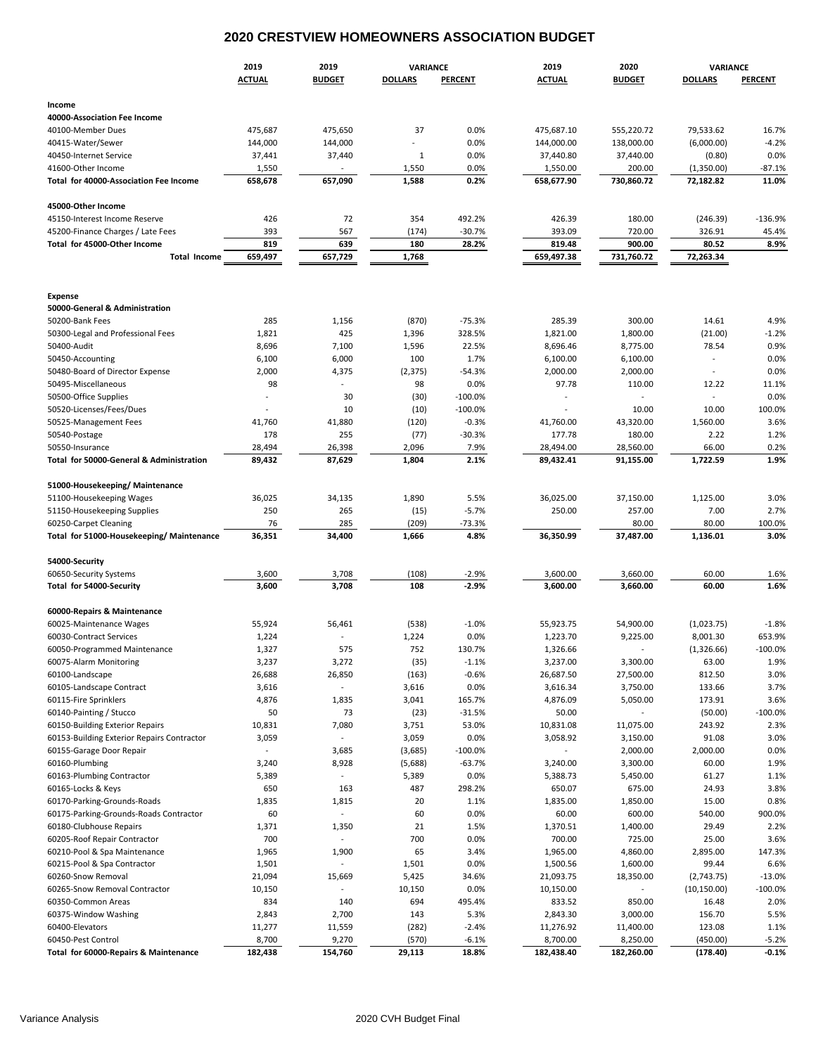# 2020 CRESTVIEW HOMEOWNERS ASSOCIATION BUDGET

| | 2019 ACTUAL | 2019 BUDGET | VARIANCE DOLLARS | VARIANCE PERCENT | 2019 ACTUAL | 2020 BUDGET | VARIANCE DOLLARS | VARIANCE PERCENT |
|---|---|---|---|---|---|---|---|---|
| **Income** | | | | | | | | |
| **40000-Association Fee Income** | | | | | | | | |
| 40100-Member Dues | 475,687 | 475,650 | 37 | 0.0% | 475,687.10 | 555,220.72 | 79,533.62 | 16.7% |
| 40415-Water/Sewer | 144,000 | 144,000 | - | 0.0% | 144,000.00 | 138,000.00 | (6,000.00) | -4.2% |
| 40450-Internet Service | 37,441 | 37,440 | 1 | 0.0% | 37,440.80 | 37,440.00 | (0.80) | 0.0% |
| 41600-Other Income | 1,550 | - | 1,550 | 0.0% | 1,550.00 | 200.00 | (1,350.00) | -87.1% |
| **Total for 40000-Association Fee Income** | **658,678** | **657,090** | **1,588** | **0.2%** | **658,677.90** | **730,860.72** | **72,182.82** | **11.0%** |
| **45000-Other Income** | | | | | | | | |
| 45150-Interest Income Reserve | 426 | 72 | 354 | 492.2% | 426.39 | 180.00 | (246.39) | -136.9% |
| 45200-Finance Charges / Late Fees | 393 | 567 | (174) | -30.7% | 393.09 | 720.00 | 326.91 | 45.4% |
| **Total for 45000-Other Income** | **819** | **639** | **180** | **28.2%** | **819.48** | **900.00** | **80.52** | **8.9%** |
| **Total Income** | **659,497** | **657,729** | **1,768** | | **659,497.38** | **731,760.72** | **72,263.34** | |
| **Expense** | | | | | | | | |
| **50000-General & Administration** | | | | | | | | |
| 50200-Bank Fees | 285 | 1,156 | (870) | -75.3% | 285.39 | 300.00 | 14.61 | 4.9% |
| 50300-Legal and Professional Fees | 1,821 | 425 | 1,396 | 328.5% | 1,821.00 | 1,800.00 | (21.00) | -1.2% |
| 50400-Audit | 8,696 | 7,100 | 1,596 | 22.5% | 8,696.46 | 8,775.00 | 78.54 | 0.9% |
| 50450-Accounting | 6,100 | 6,000 | 100 | 1.7% | 6,100.00 | 6,100.00 | - | 0.0% |
| 50480-Board of Director Expense | 2,000 | 4,375 | (2,375) | -54.3% | 2,000.00 | 2,000.00 | - | 0.0% |
| 50495-Miscellaneous | 98 | - | 98 | 0.0% | 97.78 | 110.00 | 12.22 | 11.1% |
| 50500-Office Supplies | - | 30 | (30) | -100.0% | - | - | - | 0.0% |
| 50520-Licenses/Fees/Dues | - | 10 | (10) | -100.0% | - | 10.00 | 10.00 | 100.0% |
| 50525-Management Fees | 41,760 | 41,880 | (120) | -0.3% | 41,760.00 | 43,320.00 | 1,560.00 | 3.6% |
| 50540-Postage | 178 | 255 | (77) | -30.3% | 177.78 | 180.00 | 2.22 | 1.2% |
| 50550-Insurance | 28,494 | 26,398 | 2,096 | 7.9% | 28,494.00 | 28,560.00 | 66.00 | 0.2% |
| **Total for 50000-General & Administration** | **89,432** | **87,629** | **1,804** | **2.1%** | **89,432.41** | **91,155.00** | **1,722.59** | **1.9%** |
| **51000-Housekeeping/ Maintenance** | | | | | | | | |
| 51100-Housekeeping Wages | 36,025 | 34,135 | 1,890 | 5.5% | 36,025.00 | 37,150.00 | 1,125.00 | 3.0% |
| 51150-Housekeeping Supplies | 250 | 265 | (15) | -5.7% | 250.00 | 257.00 | 7.00 | 2.7% |
| 60250-Carpet Cleaning | 76 | 285 | (209) | -73.3% | | 80.00 | 80.00 | 100.0% |
| **Total for 51000-Housekeeping/ Maintenance** | **36,351** | **34,400** | **1,666** | **4.8%** | **36,350.99** | **37,487.00** | **1,136.01** | **3.0%** |
| **54000-Security** | | | | | | | | |
| 60650-Security Systems | 3,600 | 3,708 | (108) | -2.9% | 3,600.00 | 3,660.00 | 60.00 | 1.6% |
| **Total for 54000-Security** | **3,600** | **3,708** | **108** | **-2.9%** | **3,600.00** | **3,660.00** | **60.00** | **1.6%** |
| **60000-Repairs & Maintenance** | | | | | | | | |
| 60025-Maintenance Wages | 55,924 | 56,461 | (538) | -1.0% | 55,923.75 | 54,900.00 | (1,023.75) | -1.8% |
| 60030-Contract Services | 1,224 | - | 1,224 | 0.0% | 1,223.70 | 9,225.00 | 8,001.30 | 653.9% |
| 60050-Programmed Maintenance | 1,327 | 575 | 752 | 130.7% | 1,326.66 | - | (1,326.66) | -100.0% |
| 60075-Alarm Monitoring | 3,237 | 3,272 | (35) | -1.1% | 3,237.00 | 3,300.00 | 63.00 | 1.9% |
| 60100-Landscape | 26,688 | 26,850 | (163) | -0.6% | 26,687.50 | 27,500.00 | 812.50 | 3.0% |
| 60105-Landscape Contract | 3,616 | - | 3,616 | 0.0% | 3,616.34 | 3,750.00 | 133.66 | 3.7% |
| 60115-Fire Sprinklers | 4,876 | 1,835 | 3,041 | 165.7% | 4,876.09 | 5,050.00 | 173.91 | 3.6% |
| 60140-Painting / Stucco | 50 | 73 | (23) | -31.5% | 50.00 | - | (50.00) | -100.0% |
| 60150-Building Exterior Repairs | 10,831 | 7,080 | 3,751 | 53.0% | 10,831.08 | 11,075.00 | 243.92 | 2.3% |
| 60153-Building Exterior Repairs Contractor | 3,059 | - | 3,059 | 0.0% | 3,058.92 | 3,150.00 | 91.08 | 3.0% |
| 60155-Garage Door Repair | - | 3,685 | (3,685) | -100.0% | - | 2,000.00 | 2,000.00 | 0.0% |
| 60160-Plumbing | 3,240 | 8,928 | (5,688) | -63.7% | 3,240.00 | 3,300.00 | 60.00 | 1.9% |
| 60163-Plumbing Contractor | 5,389 | - | 5,389 | 0.0% | 5,388.73 | 5,450.00 | 61.27 | 1.1% |
| 60165-Locks & Keys | 650 | 163 | 487 | 298.2% | 650.07 | 675.00 | 24.93 | 3.8% |
| 60170-Parking-Grounds-Roads | 1,835 | 1,815 | 20 | 1.1% | 1,835.00 | 1,850.00 | 15.00 | 0.8% |
| 60175-Parking-Grounds-Roads Contractor | 60 | - | 60 | 0.0% | 60.00 | 600.00 | 540.00 | 900.0% |
| 60180-Clubhouse Repairs | 1,371 | 1,350 | 21 | 1.5% | 1,370.51 | 1,400.00 | 29.49 | 2.2% |
| 60205-Roof Repair Contractor | 700 | - | 700 | 0.0% | 700.00 | 725.00 | 25.00 | 3.6% |
| 60210-Pool & Spa Maintenance | 1,965 | 1,900 | 65 | 3.4% | 1,965.00 | 4,860.00 | 2,895.00 | 147.3% |
| 60215-Pool & Spa Contractor | 1,501 | - | 1,501 | 0.0% | 1,500.56 | 1,600.00 | 99.44 | 6.6% |
| 60260-Snow Removal | 21,094 | 15,669 | 5,425 | 34.6% | 21,093.75 | 18,350.00 | (2,743.75) | -13.0% |
| 60265-Snow Removal Contractor | 10,150 | - | 10,150 | 0.0% | 10,150.00 | - | (10,150.00) | -100.0% |
| 60350-Common Areas | 834 | 140 | 694 | 495.4% | 833.52 | 850.00 | 16.48 | 2.0% |
| 60375-Window Washing | 2,843 | 2,700 | 143 | 5.3% | 2,843.30 | 3,000.00 | 156.70 | 5.5% |
| 60400-Elevators | 11,277 | 11,559 | (282) | -2.4% | 11,276.92 | 11,400.00 | 123.08 | 1.1% |
| 60450-Pest Control | 8,700 | 9,270 | (570) | -6.1% | 8,700.00 | 8,250.00 | (450.00) | -5.2% |
| **Total for 60000-Repairs & Maintenance** | **182,438** | **154,760** | **29,113** | **18.8%** | **182,438.40** | **182,260.00** | **(178.40)** | **-0.1%** |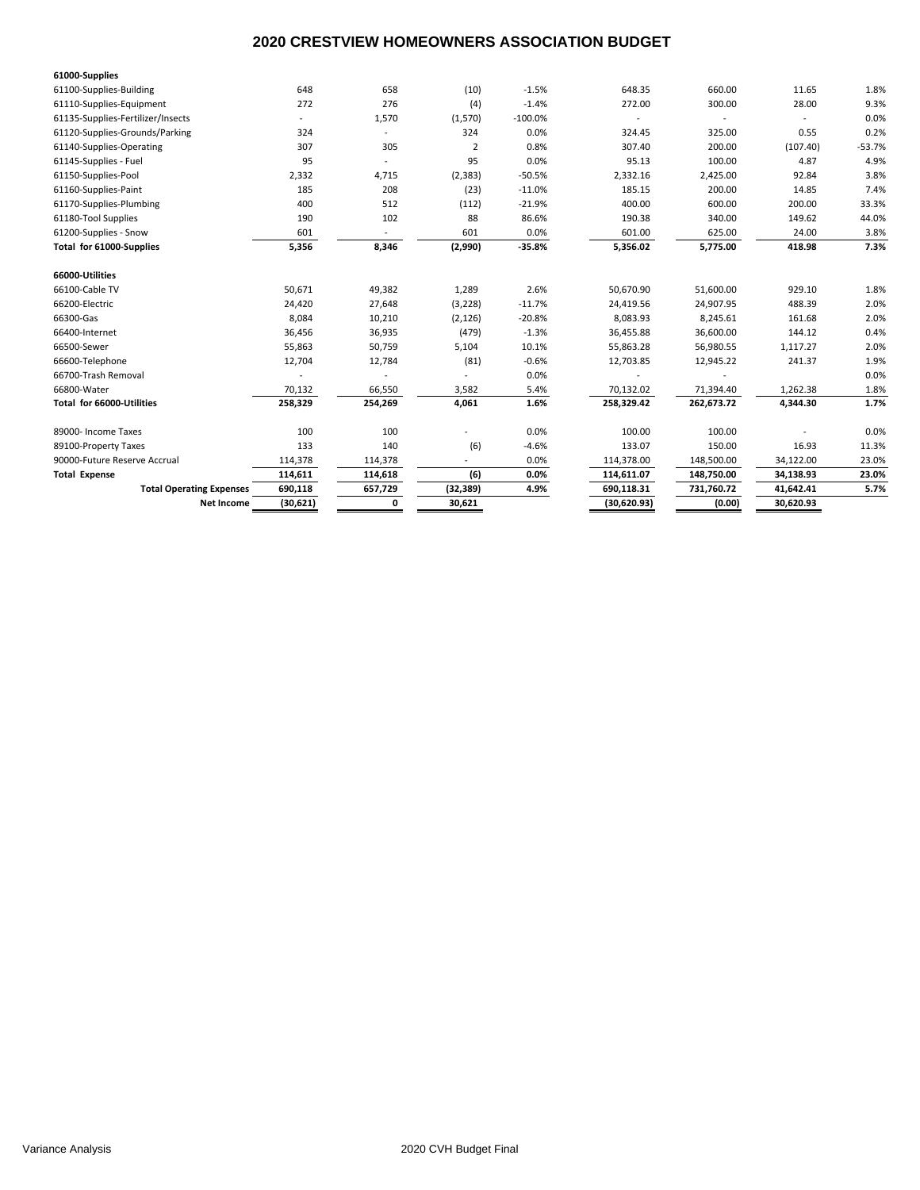# 2020 CRESTVIEW HOMEOWNERS ASSOCIATION BUDGET

| | | | | | | | | |
|---|---|---|---|---|---|---|---|---|
| **61000-Supplies** | | | | | | | | |
| 61100-Supplies-Building | 648 | 658 | (10) | -1.5% | 648.35 | 660.00 | 11.65 | 1.8% |
| 61110-Supplies-Equipment | 272 | 276 | (4) | -1.4% | 272.00 | 300.00 | 28.00 | 9.3% |
| 61135-Supplies-Fertilizer/Insects | - | 1,570 | (1,570) | -100.0% | - | - | - | 0.0% |
| 61120-Supplies-Grounds/Parking | 324 | - | 324 | 0.0% | 324.45 | 325.00 | 0.55 | 0.2% |
| 61140-Supplies-Operating | 307 | 305 | 2 | 0.8% | 307.40 | 200.00 | (107.40) | -53.7% |
| 61145-Supplies - Fuel | 95 | - | 95 | 0.0% | 95.13 | 100.00 | 4.87 | 4.9% |
| 61150-Supplies-Pool | 2,332 | 4,715 | (2,383) | -50.5% | 2,332.16 | 2,425.00 | 92.84 | 3.8% |
| 61160-Supplies-Paint | 185 | 208 | (23) | -11.0% | 185.15 | 200.00 | 14.85 | 7.4% |
| 61170-Supplies-Plumbing | 400 | 512 | (112) | -21.9% | 400.00 | 600.00 | 200.00 | 33.3% |
| 61180-Tool Supplies | 190 | 102 | 88 | 86.6% | 190.38 | 340.00 | 149.62 | 44.0% |
| 61200-Supplies - Snow | 601 | - | 601 | 0.0% | 601.00 | 625.00 | 24.00 | 3.8% |
| **Total for 61000-Supplies** | **5,356** | **8,346** | **(2,990)** | **-35.8%** | **5,356.02** | **5,775.00** | **418.98** | **7.3%** |
| | | | | | | | | |
| **66000-Utilities** | | | | | | | | |
| 66100-Cable TV | 50,671 | 49,382 | 1,289 | 2.6% | 50,670.90 | 51,600.00 | 929.10 | 1.8% |
| 66200-Electric | 24,420 | 27,648 | (3,228) | -11.7% | 24,419.56 | 24,907.95 | 488.39 | 2.0% |
| 66300-Gas | 8,084 | 10,210 | (2,126) | -20.8% | 8,083.93 | 8,245.61 | 161.68 | 2.0% |
| 66400-Internet | 36,456 | 36,935 | (479) | -1.3% | 36,455.88 | 36,600.00 | 144.12 | 0.4% |
| 66500-Sewer | 55,863 | 50,759 | 5,104 | 10.1% | 55,863.28 | 56,980.55 | 1,117.27 | 2.0% |
| 66600-Telephone | 12,704 | 12,784 | (81) | -0.6% | 12,703.85 | 12,945.22 | 241.37 | 1.9% |
| 66700-Trash Removal | - | - | - | 0.0% | - | - | | 0.0% |
| 66800-Water | 70,132 | 66,550 | 3,582 | 5.4% | 70,132.02 | 71,394.40 | 1,262.38 | 1.8% |
| **Total for 66000-Utilities** | **258,329** | **254,269** | **4,061** | **1.6%** | **258,329.42** | **262,673.72** | **4,344.30** | **1.7%** |
| | | | | | | | | |
| 89000- Income Taxes | 100 | 100 | - | 0.0% | 100.00 | 100.00 | - | 0.0% |
| 89100-Property Taxes | 133 | 140 | (6) | -4.6% | 133.07 | 150.00 | 16.93 | 11.3% |
| 90000-Future Reserve Accrual | 114,378 | 114,378 | - | 0.0% | 114,378.00 | 148,500.00 | 34,122.00 | 23.0% |
| **Total Expense** | **114,611** | **114,618** | **(6)** | **0.0%** | **114,611.07** | **148,750.00** | **34,138.93** | **23.0%** |
| **Total Operating Expenses** | **690,118** | **657,729** | **(32,389)** | **4.9%** | **690,118.31** | **731,760.72** | **41,642.41** | **5.7%** |
| **Net Income** | **(30,621)** | **0** | **30,621** | | **(30,620.93)** | **(0.00)** | **30,620.93** | |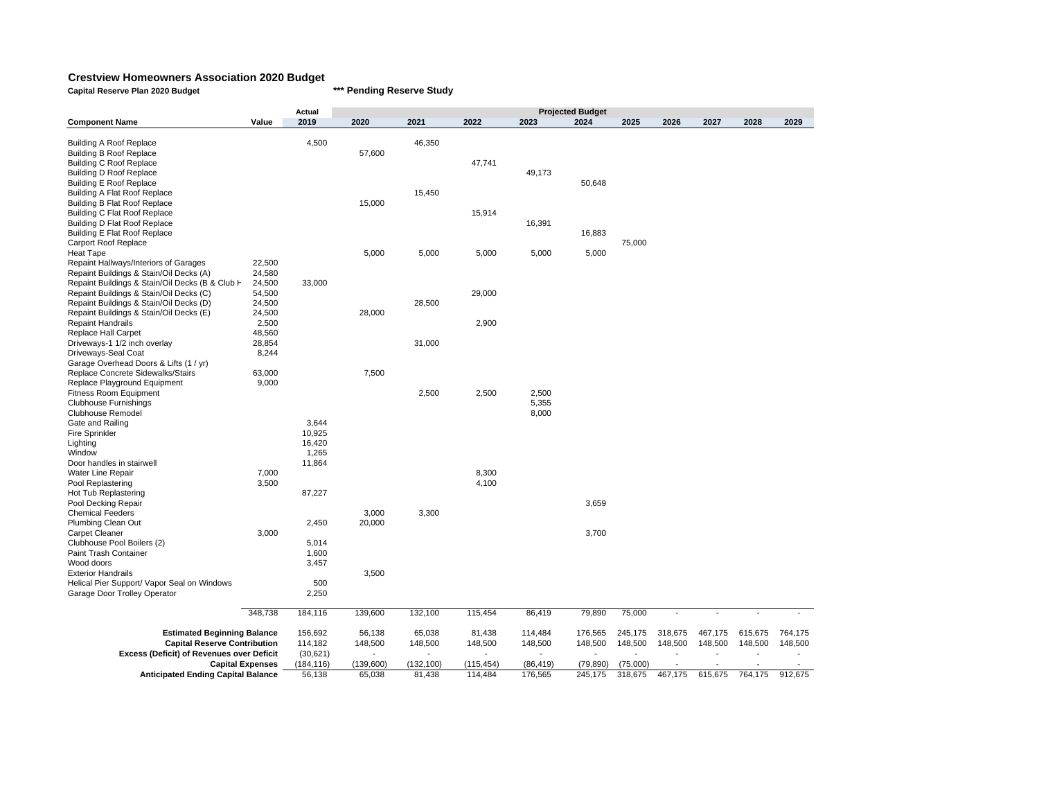# Crestview Homeowners Association 2020 Budget

**Capital Reserve Plan 2020 Budget** **\*\*\* Pending Reserve Study**

| | | Actual | Projected Budget | | | | | | | | | |
|---|---|---|---|---|---|---|---|---|---|---|---|---|
| **Component Name** | **Value** | **2019** | **2020** | **2021** | **2022** | **2023** | **2024** | **2025** | **2026** | **2027** | **2028** | **2029** |
| Building A Roof Replace | | 4,500 | | 46,350 | | | | | | | | |
| Building B Roof Replace | | | 57,600 | | | | | | | | | |
| Building C Roof Replace | | | | | 47,741 | | | | | | | |
| Building D Roof Replace | | | | | | 49,173 | | | | | | |
| Building E Roof Replace | | | | | | | 50,648 | | | | | |
| Building A Flat Roof Replace | | | | 15,450 | | | | | | | | |
| Building B Flat Roof Replace | | | 15,000 | | | | | | | | | |
| Building C Flat Roof Replace | | | | | 15,914 | | | | | | | |
| Building D Flat Roof Replace | | | | | | 16,391 | | | | | | |
| Building E Flat Roof Replace | | | | | | | 16,883 | | | | | |
| Carport Roof Replace | | | | | | | | 75,000 | | | | |
| Heat Tape | | | 5,000 | 5,000 | 5,000 | 5,000 | 5,000 | | | | | |
| Repaint Hallways/Interiors of Garages | 22,500 | | | | | | | | | | | |
| Repaint Buildings & Stain/Oil Decks (A) | 24,580 | | | | | | | | | | | |
| Repaint Buildings & Stain/Oil Decks (B & Club H | 24,500 | 33,000 | | | | | | | | | | |
| Repaint Buildings & Stain/Oil Decks (C) | 54,500 | | | | 29,000 | | | | | | | |
| Repaint Buildings & Stain/Oil Decks (D) | 24,500 | | | 28,500 | | | | | | | | |
| Repaint Buildings & Stain/Oil Decks (E) | 24,500 | | 28,000 | | | | | | | | | |
| Repaint Handrails | 2,500 | | | | 2,900 | | | | | | | |
| Replace Hall Carpet | 48,560 | | | | | | | | | | | |
| Driveways-1 1/2 inch overlay | 28,854 | | | 31,000 | | | | | | | | |
| Driveways-Seal Coat | 8,244 | | | | | | | | | | | |
| Garage Overhead Doors & Lifts (1 / yr) | | | | | | | | | | | | |
| Replace Concrete Sidewalks/Stairs | 63,000 | | 7,500 | | | | | | | | | |
| Replace Playground Equipment | 9,000 | | | | | | | | | | | |
| Fitness Room Equipment | | | | 2,500 | 2,500 | 2,500 | | | | | | |
| Clubhouse Furnishings | | | | | | 5,355 | | | | | | |
| Clubhouse Remodel | | | | | | 8,000 | | | | | | |
| Gate and Railing | | 3,644 | | | | | | | | | | |
| Fire Sprinkler | | 10,925 | | | | | | | | | | |
| Lighting | | 16,420 | | | | | | | | | | |
| Window | | 1,265 | | | | | | | | | | |
| Door handles in stairwell | | 11,864 | | | | | | | | | | |
| Water Line Repair | 7,000 | | | | 8,300 | | | | | | | |
| Pool Replastering | 3,500 | | | | 4,100 | | | | | | | |
| Hot Tub Replastering | | 87,227 | | | | | | | | | | |
| Pool Decking Repair | | | | | | | 3,659 | | | | | |
| Chemical Feeders | | | 3,000 | 3,300 | | | | | | | | |
| Plumbing Clean Out | | 2,450 | 20,000 | | | | | | | | | |
| Carpet Cleaner | 3,000 | | | | | | 3,700 | | | | | |
| Clubhouse Pool Boilers (2) | | 5,014 | | | | | | | | | | |
| Paint Trash Container | | 1,600 | | | | | | | | | | |
| Wood doors | | 3,457 | | | | | | | | | | |
| Exterior Handrails | | | 3,500 | | | | | | | | | |
| Helical Pier Support/ Vapor Seal on Windows | | 500 | | | | | | | | | | |
| Garage Door Trolley Operator | | 2,250 | | | | | | | | | | |
| | 348,738 | 184,116 | 139,600 | 132,100 | 115,454 | 86,419 | 79,890 | 75,000 | - | - | - | - |
| **Estimated Beginning Balance** | | 156,692 | 56,138 | 65,038 | 81,438 | 114,484 | 176,565 | 245,175 | 318,675 | 467,175 | 615,675 | 764,175 |
| **Capital Reserve Contribution** | | 114,182 | 148,500 | 148,500 | 148,500 | 148,500 | 148,500 | 148,500 | 148,500 | 148,500 | 148,500 | 148,500 |
| **Excess (Deficit) of Revenues over Deficit** | | (30,621) | - | - | - | - | - | - | - | - | - | - |
| **Capital Expenses** | | (184,116) | (139,600) | (132,100) | (115,454) | (86,419) | (79,890) | (75,000) | - | - | - | - |
| **Anticipated Ending Capital Balance** | | 56,138 | 65,038 | 81,438 | 114,484 | 176,565 | 245,175 | 318,675 | 467,175 | 615,675 | 764,175 | 912,675 |